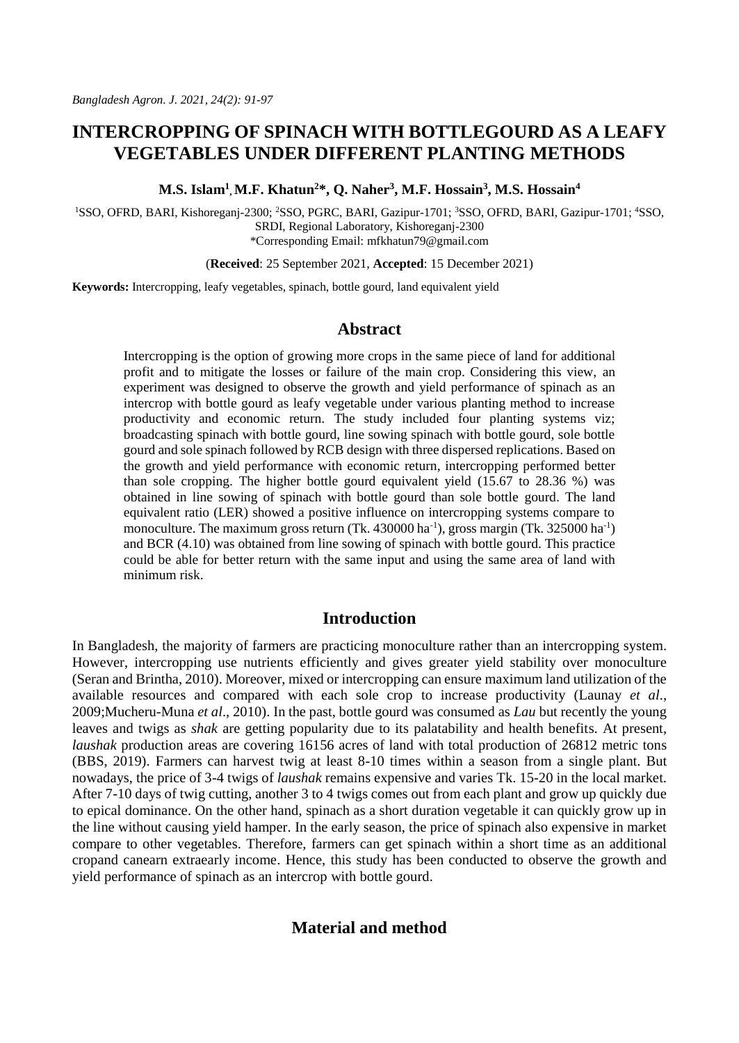# INTERCROPPING OF SPINACH WITH BOTTLEGOURD AS A LEAFY VEGETABLES UNDER DIFFERENT PLANTING METHODS

**M.S. Islam[1], M.F. Khatun[2]*, Q. Naher[3], M.F. Hossain[3], M.S. Hossain[4]**

[1]SSO, OFRD, BARI, Kishoreganj-2300; [2]SSO, PGRC, BARI, Gazipur-1701; [3]SSO, OFRD, BARI, Gazipur-1701; [4]SSO, SRDI, Regional Laboratory, Kishoreganj-2300

*Corresponding Email: mfkhatun79@gmail.com

(**Received**: 25 September 2021, **Accepted**: 15 December 2021)

**Keywords:** Intercropping, leafy vegetables, spinach, bottle gourd, land equivalent yield

## Abstract

Intercropping is the option of growing more crops in the same piece of land for additional profit and to mitigate the losses or failure of the main crop. Considering this view, an experiment was designed to observe the growth and yield performance of spinach as an intercrop with bottle gourd as leafy vegetable under various planting method to increase productivity and economic return. The study included four planting systems viz; broadcasting spinach with bottle gourd, line sowing spinach with bottle gourd, sole bottle gourd and sole spinach followed by RCB design with three dispersed replications. Based on the growth and yield performance with economic return, intercropping performed better than sole cropping. The higher bottle gourd equivalent yield (15.67 to 28.36 %) was obtained in line sowing of spinach with bottle gourd than sole bottle gourd. The land equivalent ratio (LER) showed a positive influence on intercropping systems compare to monoculture. The maximum gross return (Tk. 430000 ha$^{-1}$), gross margin (Tk. 325000 ha$^{-1}$) and BCR (4.10) was obtained from line sowing of spinach with bottle gourd. This practice could be able for better return with the same input and using the same area of land with minimum risk.

## Introduction

In Bangladesh, the majority of farmers are practicing monoculture rather than an intercropping system. However, intercropping use nutrients efficiently and gives greater yield stability over monoculture (Seran and Brintha, 2010). Moreover, mixed or intercropping can ensure maximum land utilization of the available resources and compared with each sole crop to increase productivity (Launay *et al*., 2009;Mucheru-Muna *et al*., 2010). In the past, bottle gourd was consumed as *Lau* but recently the young leaves and twigs as *shak* are getting popularity due to its palatability and health benefits. At present, *laushak* production areas are covering 16156 acres of land with total production of 26812 metric tons (BBS, 2019). Farmers can harvest twig at least 8-10 times within a season from a single plant. But nowadays, the price of 3-4 twigs of *laushak* remains expensive and varies Tk. 15-20 in the local market. After 7-10 days of twig cutting, another 3 to 4 twigs comes out from each plant and grow up quickly due to epical dominance. On the other hand, spinach as a short duration vegetable it can quickly grow up in the line without causing yield hamper. In the early season, the price of spinach also expensive in market compare to other vegetables. Therefore, farmers can get spinach within a short time as an additional cropand canearn extraearly income. Hence, this study has been conducted to observe the growth and yield performance of spinach as an intercrop with bottle gourd.

## Material and method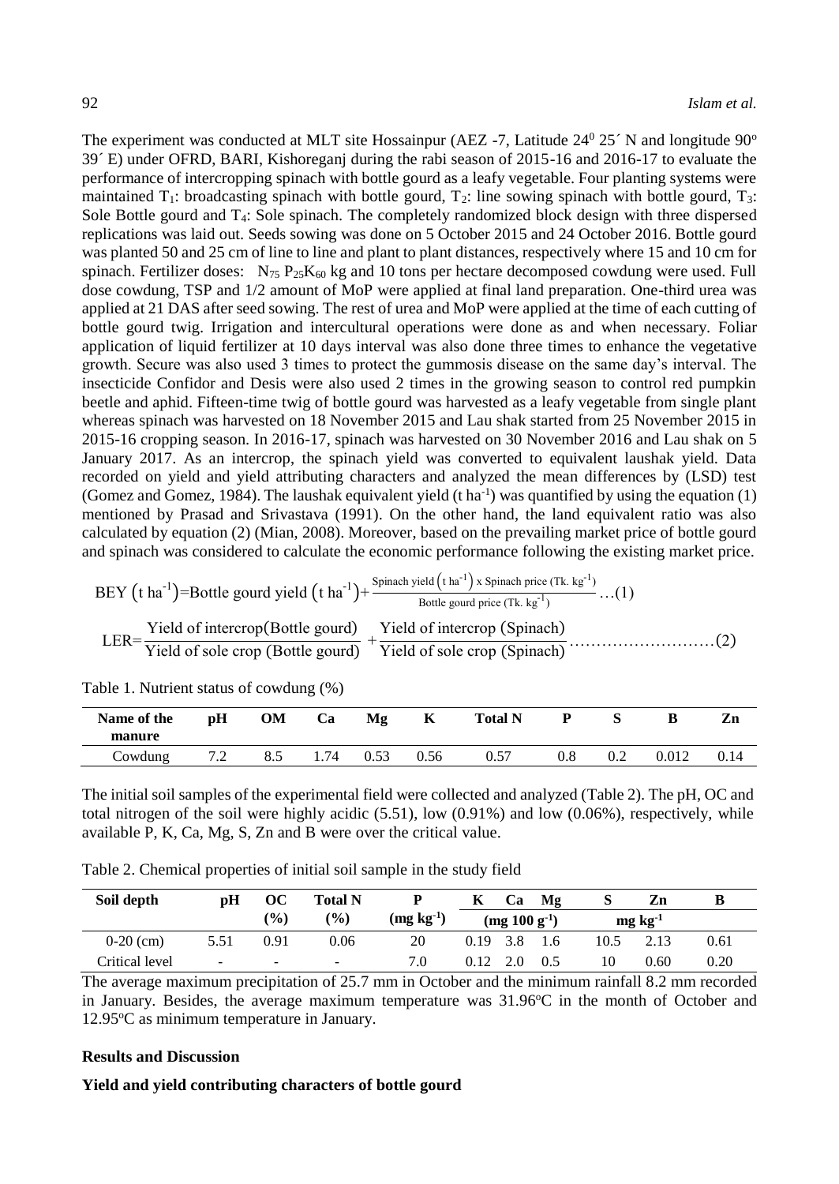The experiment was conducted at MLT site Hossainpur (AEZ -7, Latitude $24^0$ 25´ N and longitude $90^o$ 39´ E) under OFRD, BARI, Kishoreganj during the rabi season of 2015-16 and 2016-17 to evaluate the performance of intercropping spinach with bottle gourd as a leafy vegetable. Four planting systems were maintained $T_1$: broadcasting spinach with bottle gourd, $T_2$: line sowing spinach with bottle gourd, $T_3$: Sole Bottle gourd and $T_4$: Sole spinach. The completely randomized block design with three dispersed replications was laid out. Seeds sowing was done on 5 October 2015 and 24 October 2016. Bottle gourd was planted 50 and 25 cm of line to line and plant to plant distances, respectively where 15 and 10 cm for spinach. Fertilizer doses: $N_{75}$ $P_{25}K_{60}$ kg and 10 tons per hectare decomposed cowdung were used. Full dose cowdung, TSP and 1/2 amount of MoP were applied at final land preparation. One-third urea was applied at 21 DAS after seed sowing. The rest of urea and MoP were applied at the time of each cutting of bottle gourd twig. Irrigation and intercultural operations were done as and when necessary. Foliar application of liquid fertilizer at 10 days interval was also done three times to enhance the vegetative growth. Secure was also used 3 times to protect the gummosis disease on the same day's interval. The insecticide Confidor and Desis were also used 2 times in the growing season to control red pumpkin beetle and aphid. Fifteen-time twig of bottle gourd was harvested as a leafy vegetable from single plant whereas spinach was harvested on 18 November 2015 and Lau shak started from 25 November 2015 in 2015-16 cropping season. In 2016-17, spinach was harvested on 30 November 2016 and Lau shak on 5 January 2017. As an intercrop, the spinach yield was converted to equivalent laushak yield. Data recorded on yield and yield attributing characters and analyzed the mean differences by (LSD) test (Gomez and Gomez, 1984). The laushak equivalent yield (t $ha^{-1}$) was quantified by using the equation (1) mentioned by Prasad and Srivastava (1991). On the other hand, the land equivalent ratio was also calculated by equation (2) (Mian, 2008). Moreover, based on the prevailing market price of bottle gourd and spinach was considered to calculate the economic performance following the existing market price.

$$\text{BEY}\left(\text{t ha}^{-1}\right)=\text{Bottle gourd yield}\left(\text{t ha}^{-1}\right)+\frac{\text{Spinach yield}\left(\text{t ha}^{-1}\right)\text{ x Spinach price (Tk. kg}^{-1}\text{)}}{\text{Bottle gourd price (Tk. kg}^{-1}\text{)}}\ldots(1)$$

$$\text{LER}=\frac{\text{Yield of intercrop(Bottle gourd)}}{\text{Yield of sole crop (Bottle gourd)}}+\frac{\text{Yield of intercrop (Spinach)}}{\text{Yield of sole crop (Spinach)}}\ldots\ldots\ldots\ldots\ldots\ldots\ldots\ldots(2)$$

Table 1. Nutrient status of cowdung (%)

| Name of the manure | pH | OM | Ca | Mg | K | Total N | P | S | B | Zn |
|---|---|---|---|---|---|---|---|---|---|---|
| Cowdung | 7.2 | 8.5 | 1.74 | 0.53 | 0.56 | 0.57 | 0.8 | 0.2 | 0.012 | 0.14 |

The initial soil samples of the experimental field were collected and analyzed (Table 2). The pH, OC and total nitrogen of the soil were highly acidic (5.51), low (0.91%) and low (0.06%), respectively, while available P, K, Ca, Mg, S, Zn and B were over the critical value.

Table 2. Chemical properties of initial soil sample in the study field

| Soil depth | pH | OC (%) | Total N (%) | P ($mg\ kg^{-1}$) | K | Ca | Mg | S | Zn | B |
|---|---|---|---|---|---|---|---|---|---|---|
| | | | | | ($mg\ 100\ g^{-1}$) | | | $mg\ kg^{-1}$ | | |
| 0-20 (cm) | 5.51 | 0.91 | 0.06 | 20 | 0.19 | 3.8 | 1.6 | 10.5 | 2.13 | 0.61 |
| Critical level | - | - | - | 7.0 | 0.12 | 2.0 | 0.5 | 10 | 0.60 | 0.20 |

The average maximum precipitation of 25.7 mm in October and the minimum rainfall 8.2 mm recorded in January. Besides, the average maximum temperature was 31.96°C in the month of October and 12.95°C as minimum temperature in January.

## Results and Discussion

### Yield and yield contributing characters of bottle gourd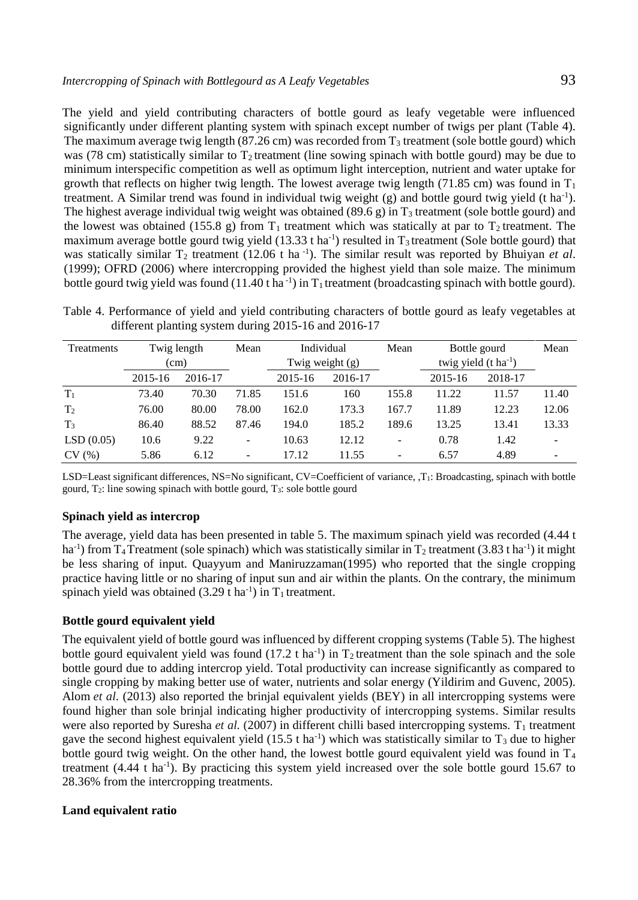The yield and yield contributing characters of bottle gourd as leafy vegetable were influenced significantly under different planting system with spinach except number of twigs per plant (Table 4). The maximum average twig length (87.26 cm) was recorded from $T_3$ treatment (sole bottle gourd) which was (78 cm) statistically similar to $T_2$ treatment (line sowing spinach with bottle gourd) may be due to minimum interspecific competition as well as optimum light interception, nutrient and water uptake for growth that reflects on higher twig length. The lowest average twig length (71.85 cm) was found in $T_1$ treatment. A Similar trend was found in individual twig weight (g) and bottle gourd twig yield (t ha$^{-1}$). The highest average individual twig weight was obtained (89.6 g) in $T_3$ treatment (sole bottle gourd) and the lowest was obtained (155.8 g) from $T_1$ treatment which was statically at par to $T_2$ treatment. The maximum average bottle gourd twig yield (13.33 t ha$^{-1}$) resulted in $T_3$ treatment (Sole bottle gourd) that was statically similar $T_2$ treatment (12.06 t ha$^{-1}$). The similar result was reported by Bhuiyan *et al*. (1999); OFRD (2006) where intercropping provided the highest yield than sole maize. The minimum bottle gourd twig yield was found (11.40 t ha$^{-1}$) in $T_1$ treatment (broadcasting spinach with bottle gourd).

Table 4. Performance of yield and yield contributing characters of bottle gourd as leafy vegetables at different planting system during 2015-16 and 2016-17

| Treatments | Twig length (cm) | | Mean | Individual Twig weight (g) | | Mean | Bottle gourd twig yield (t ha$^{-1}$) | | Mean |
|---|---|---|---|---|---|---|---|---|---|
| | 2015-16 | 2016-17 | | 2015-16 | 2016-17 | | 2015-16 | 2018-17 | |
| $T_1$ | 73.40 | 70.30 | 71.85 | 151.6 | 160 | 155.8 | 11.22 | 11.57 | 11.40 |
| $T_2$ | 76.00 | 80.00 | 78.00 | 162.0 | 173.3 | 167.7 | 11.89 | 12.23 | 12.06 |
| $T_3$ | 86.40 | 88.52 | 87.46 | 194.0 | 185.2 | 189.6 | 13.25 | 13.41 | 13.33 |
| LSD (0.05) | 10.6 | 9.22 | - | 10.63 | 12.12 | - | 0.78 | 1.42 | - |
| CV (%) | 5.86 | 6.12 | - | 17.12 | 11.55 | - | 6.57 | 4.89 | - |

LSD=Least significant differences, NS=No significant, CV=Coefficient of variance, ,$T_1$: Broadcasting, spinach with bottle gourd, $T_2$: line sowing spinach with bottle gourd, $T_3$: sole bottle gourd

**Spinach yield as intercrop**

The average, yield data has been presented in table 5. The maximum spinach yield was recorded (4.44 t ha$^{-1}$) from $T_4$ Treatment (sole spinach) which was statistically similar in $T_2$ treatment (3.83 t ha$^{-1}$) it might be less sharing of input. Quayyum and Maniruzzaman(1995) who reported that the single cropping practice having little or no sharing of input sun and air within the plants. On the contrary, the minimum spinach yield was obtained (3.29 t ha$^{-1}$) in $T_1$ treatment.

**Bottle gourd equivalent yield**

The equivalent yield of bottle gourd was influenced by different cropping systems (Table 5). The highest bottle gourd equivalent yield was found (17.2 t ha$^{-1}$) in $T_2$ treatment than the sole spinach and the sole bottle gourd due to adding intercrop yield. Total productivity can increase significantly as compared to single cropping by making better use of water, nutrients and solar energy (Yildirim and Guvenc, 2005). Alom *et al.* (2013) also reported the brinjal equivalent yields (BEY) in all intercropping systems were found higher than sole brinjal indicating higher productivity of intercropping systems. Similar results were also reported by Suresha *et al.* (2007) in different chilli based intercropping systems. $T_1$ treatment gave the second highest equivalent yield (15.5 t ha$^{-1}$) which was statistically similar to $T_3$ due to higher bottle gourd twig weight. On the other hand, the lowest bottle gourd equivalent yield was found in $T_4$ treatment (4.44 t ha$^{-1}$). By practicing this system yield increased over the sole bottle gourd 15.67 to 28.36% from the intercropping treatments.

**Land equivalent ratio**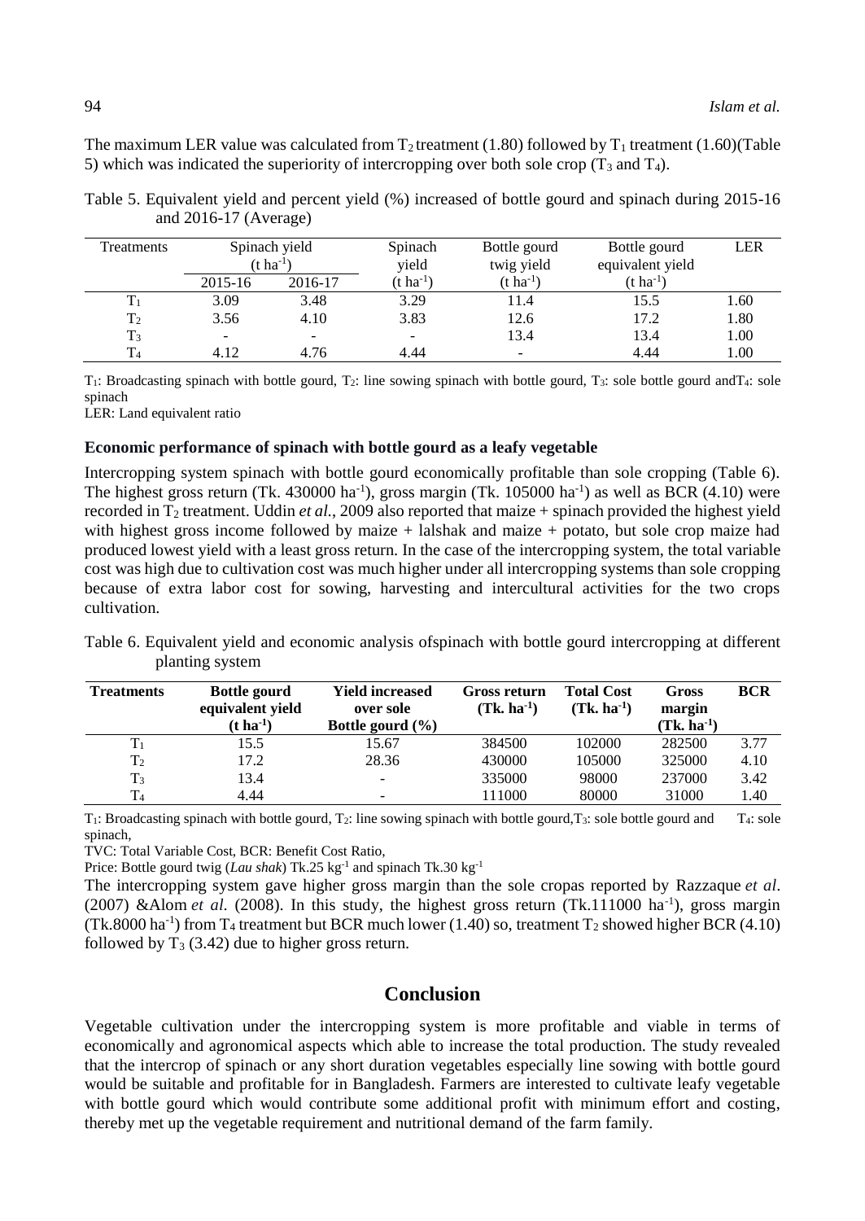The maximum LER value was calculated from $T_2$ treatment (1.80) followed by $T_1$ treatment (1.60)(Table 5) which was indicated the superiority of intercropping over both sole crop ($T_3$ and $T_4$).

Table 5. Equivalent yield and percent yield (%) increased of bottle gourd and spinach during 2015-16 and 2016-17 (Average)

| Treatments | Spinach yield ($t\ ha^{-1}$) | | Spinach yield | Bottle gourd twig yield | Bottle gourd equivalent yield | LER |
|---|---|---|---|---|---|---|
| | 2015-16 | 2016-17 | ($t\ ha^{-1}$) | ($t\ ha^{-1}$) | ($t\ ha^{-1}$) | |
| $T_1$ | 3.09 | 3.48 | 3.29 | 11.4 | 15.5 | 1.60 |
| $T_2$ | 3.56 | 4.10 | 3.83 | 12.6 | 17.2 | 1.80 |
| $T_3$ | - | - | - | 13.4 | 13.4 | 1.00 |
| $T_4$ | 4.12 | 4.76 | 4.44 | - | 4.44 | 1.00 |

$T_1$: Broadcasting spinach with bottle gourd, $T_2$: line sowing spinach with bottle gourd, $T_3$: sole bottle gourd and$T_4$: sole spinach

LER: Land equivalent ratio

**Economic performance of spinach with bottle gourd as a leafy vegetable**

Intercropping system spinach with bottle gourd economically profitable than sole cropping (Table 6). The highest gross return (Tk. 430000 $ha^{-1}$), gross margin (Tk. 105000 $ha^{-1}$) as well as BCR (4.10) were recorded in $T_2$ treatment. Uddin *et al.*, 2009 also reported that maize + spinach provided the highest yield with highest gross income followed by maize + lalshak and maize + potato, but sole crop maize had produced lowest yield with a least gross return. In the case of the intercropping system, the total variable cost was high due to cultivation cost was much higher under all intercropping systems than sole cropping because of extra labor cost for sowing, harvesting and intercultural activities for the two crops cultivation.

Table 6. Equivalent yield and economic analysis ofspinach with bottle gourd intercropping at different planting system

| **Treatments** | **Bottle gourd equivalent yield ($t\ ha^{-1}$)** | **Yield increased over sole Bottle gourd (%)** | **Gross return (Tk. $ha^{-1}$)** | **Total Cost (Tk. $ha^{-1}$)** | **Gross margin (Tk. $ha^{-1}$)** | **BCR** |
|---|---|---|---|---|---|---|
| $T_1$ | 15.5 | 15.67 | 384500 | 102000 | 282500 | 3.77 |
| $T_2$ | 17.2 | 28.36 | 430000 | 105000 | 325000 | 4.10 |
| $T_3$ | 13.4 | - | 335000 | 98000 | 237000 | 3.42 |
| $T_4$ | 4.44 | - | 111000 | 80000 | 31000 | 1.40 |

$T_1$: Broadcasting spinach with bottle gourd, $T_2$: line sowing spinach with bottle gourd,$T_3$: sole bottle gourd and $T_4$: sole spinach,

TVC: Total Variable Cost, BCR: Benefit Cost Ratio,

Price: Bottle gourd twig (*Lau shak*) Tk.25 $kg^{-1}$ and spinach Tk.30 $kg^{-1}$

The intercropping system gave higher gross margin than the sole cropas reported by Razzaque *et al.* (2007) &Alom *et al.* (2008). In this study, the highest gross return (Tk.111000 $ha^{-1}$), gross margin (Tk.8000 $ha^{-1}$) from $T_4$ treatment but BCR much lower (1.40) so, treatment $T_2$ showed higher BCR (4.10) followed by $T_3$ (3.42) due to higher gross return.

## Conclusion

Vegetable cultivation under the intercropping system is more profitable and viable in terms of economically and agronomical aspects which able to increase the total production. The study revealed that the intercrop of spinach or any short duration vegetables especially line sowing with bottle gourd would be suitable and profitable for in Bangladesh. Farmers are interested to cultivate leafy vegetable with bottle gourd which would contribute some additional profit with minimum effort and costing, thereby met up the vegetable requirement and nutritional demand of the farm family.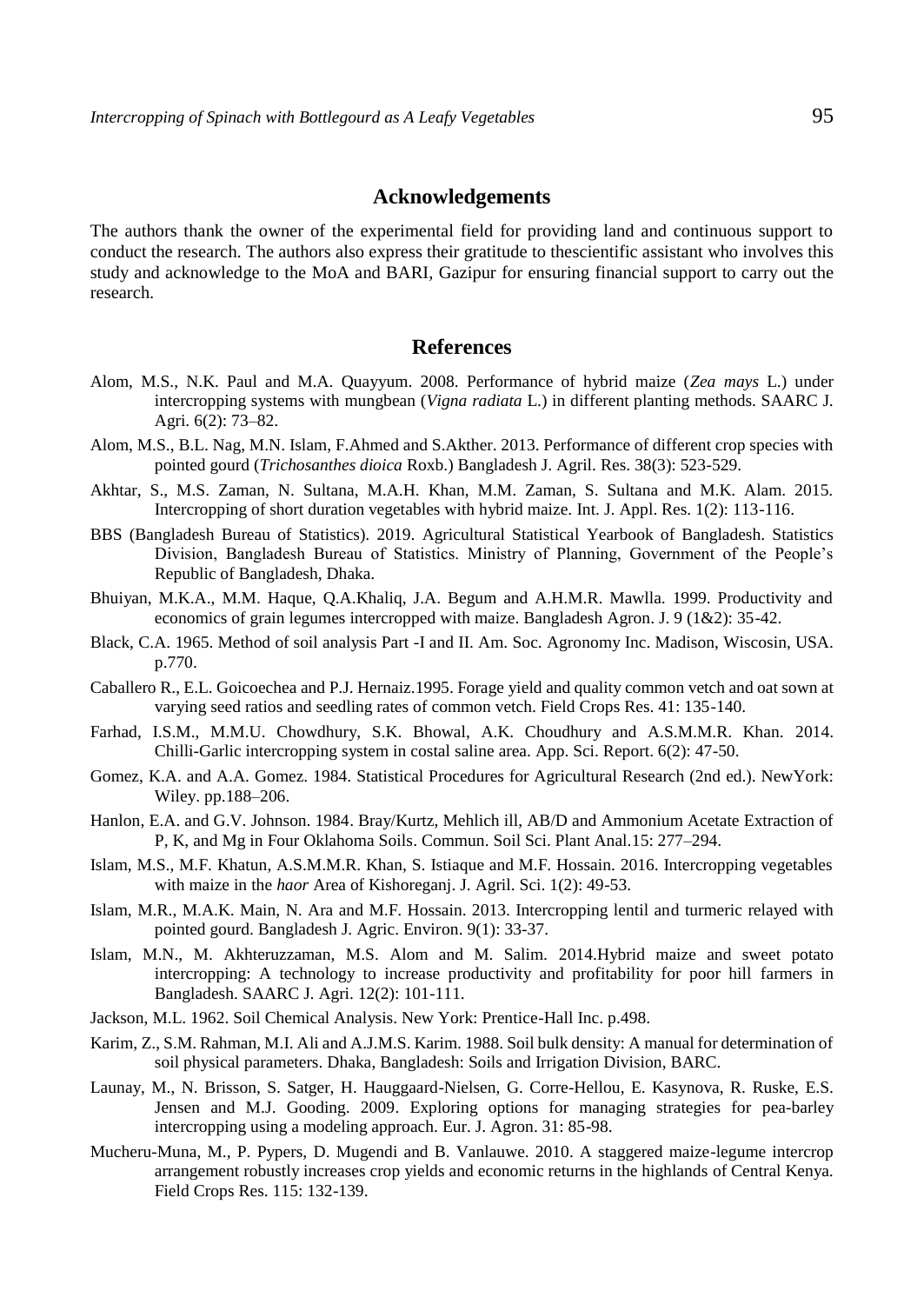## Acknowledgements

The authors thank the owner of the experimental field for providing land and continuous support to conduct the research. The authors also express their gratitude to thescientific assistant who involves this study and acknowledge to the MoA and BARI, Gazipur for ensuring financial support to carry out the research.

## References

Alom, M.S., N.K. Paul and M.A. Quayyum. 2008. Performance of hybrid maize (*Zea mays* L.) under intercropping systems with mungbean (*Vigna radiata* L.) in different planting methods. SAARC J. Agri. 6(2): 73–82.

Alom, M.S., B.L. Nag, M.N. Islam, F.Ahmed and S.Akther. 2013. Performance of different crop species with pointed gourd (*Trichosanthes dioica* Roxb.) Bangladesh J. Agril. Res. 38(3): 523-529.

Akhtar, S., M.S. Zaman, N. Sultana, M.A.H. Khan, M.M. Zaman, S. Sultana and M.K. Alam. 2015. Intercropping of short duration vegetables with hybrid maize. Int. J. Appl. Res. 1(2): 113-116.

BBS (Bangladesh Bureau of Statistics). 2019. Agricultural Statistical Yearbook of Bangladesh. Statistics Division, Bangladesh Bureau of Statistics. Ministry of Planning, Government of the People's Republic of Bangladesh, Dhaka.

Bhuiyan, M.K.A., M.M. Haque, Q.A.Khaliq, J.A. Begum and A.H.M.R. Mawlla. 1999. Productivity and economics of grain legumes intercropped with maize. Bangladesh Agron. J. 9 (1&2): 35-42.

Black, C.A. 1965. Method of soil analysis Part -I and II. Am. Soc. Agronomy Inc. Madison, Wiscosin, USA. p.770.

Caballero R., E.L. Goicoechea and P.J. Hernaiz.1995. Forage yield and quality common vetch and oat sown at varying seed ratios and seedling rates of common vetch. Field Crops Res. 41: 135-140.

Farhad, I.S.M., M.M.U. Chowdhury, S.K. Bhowal, A.K. Choudhury and A.S.M.M.R. Khan. 2014. Chilli-Garlic intercropping system in costal saline area. App. Sci. Report. 6(2): 47-50.

Gomez, K.A. and A.A. Gomez. 1984. Statistical Procedures for Agricultural Research (2nd ed.). NewYork: Wiley. pp.188–206.

Hanlon, E.A. and G.V. Johnson. 1984. Bray/Kurtz, Mehlich ill, AB/D and Ammonium Acetate Extraction of P, K, and Mg in Four Oklahoma Soils. Commun. Soil Sci. Plant Anal.15: 277–294.

Islam, M.S., M.F. Khatun, A.S.M.M.R. Khan, S. Istiaque and M.F. Hossain. 2016. Intercropping vegetables with maize in the *haor* Area of Kishoreganj. J. Agril. Sci. 1(2): 49-53.

Islam, M.R., M.A.K. Main, N. Ara and M.F. Hossain. 2013. Intercropping lentil and turmeric relayed with pointed gourd. Bangladesh J. Agric. Environ. 9(1): 33-37.

Islam, M.N., M. Akhteruzzaman, M.S. Alom and M. Salim. 2014.Hybrid maize and sweet potato intercropping: A technology to increase productivity and profitability for poor hill farmers in Bangladesh. SAARC J. Agri. 12(2): 101-111.

Jackson, M.L. 1962. Soil Chemical Analysis. New York: Prentice-Hall Inc. p.498.

Karim, Z., S.M. Rahman, M.I. Ali and A.J.M.S. Karim. 1988. Soil bulk density: A manual for determination of soil physical parameters. Dhaka, Bangladesh: Soils and Irrigation Division, BARC.

Launay, M., N. Brisson, S. Satger, H. Hauggaard-Nielsen, G. Corre-Hellou, E. Kasynova, R. Ruske, E.S. Jensen and M.J. Gooding. 2009. Exploring options for managing strategies for pea-barley intercropping using a modeling approach. Eur. J. Agron. 31: 85-98.

Mucheru-Muna, M., P. Pypers, D. Mugendi and B. Vanlauwe. 2010. A staggered maize-legume intercrop arrangement robustly increases crop yields and economic returns in the highlands of Central Kenya. Field Crops Res. 115: 132-139.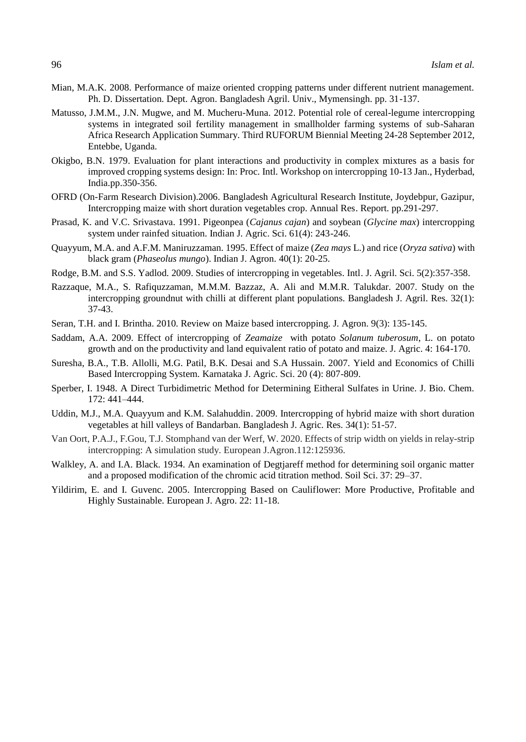Mian, M.A.K. 2008. Performance of maize oriented cropping patterns under different nutrient management. Ph. D. Dissertation. Dept. Agron. Bangladesh Agril. Univ., Mymensingh. pp. 31-137.

Matusso, J.M.M., J.N. Mugwe, and M. Mucheru-Muna. 2012. Potential role of cereal-legume intercropping systems in integrated soil fertility management in smallholder farming systems of sub-Saharan Africa Research Application Summary. Third RUFORUM Biennial Meeting 24-28 September 2012, Entebbe, Uganda.

Okigbo, B.N. 1979. Evaluation for plant interactions and productivity in complex mixtures as a basis for improved cropping systems design: In: Proc. Intl. Workshop on intercropping 10-13 Jan., Hyderbad, India.pp.350-356.

OFRD (On-Farm Research Division).2006. Bangladesh Agricultural Research Institute, Joydebpur, Gazipur, Intercropping maize with short duration vegetables crop. Annual Res. Report. pp.291-297.

Prasad, K. and V.C. Srivastava. 1991. Pigeonpea (*Cajanus cajan*) and soybean (*Glycine max*) intercropping system under rainfed situation. Indian J. Agric. Sci. 61(4): 243-246.

Quayyum, M.A. and A.F.M. Maniruzzaman. 1995. Effect of maize (*Zea mays* L.) and rice (*Oryza sativa*) with black gram (*Phaseolus mungo*). Indian J. Agron. 40(1): 20-25.

Rodge, B.M. and S.S. Yadlod. 2009. Studies of intercropping in vegetables. Intl. J. Agril. Sci. 5(2):357-358.

Razzaque, M.A., S. Rafiquzzaman, M.M.M. Bazzaz, A. Ali and M.M.R. Talukdar. 2007. Study on the intercropping groundnut with chilli at different plant populations. Bangladesh J. Agril. Res. 32(1): 37-43.

Seran, T.H. and I. Brintha. 2010. Review on Maize based intercropping. J. Agron. 9(3): 135-145.

Saddam, A.A. 2009. Effect of intercropping of *Zeamaize* with potato *Solanum tuberosum*, L. on potato growth and on the productivity and land equivalent ratio of potato and maize. J. Agric. 4: 164-170.

Suresha, B.A., T.B. Allolli, M.G. Patil, B.K. Desai and S.A Hussain. 2007. Yield and Economics of Chilli Based Intercropping System. Karnataka J. Agric. Sci. 20 (4): 807-809.

Sperber, I. 1948. A Direct Turbidimetric Method for Determining Eitheral Sulfates in Urine. J. Bio. Chem. 172: 441–444.

Uddin, M.J., M.A. Quayyum and K.M. Salahuddin. 2009. Intercropping of hybrid maize with short duration vegetables at hill valleys of Bandarban. Bangladesh J. Agric. Res. 34(1): 51-57.

Van Oort, P.A.J., F.Gou, T.J. Stomphand van der Werf, W. 2020. Effects of strip width on yields in relay-strip intercropping: A simulation study. European J.Agron.112:125936.

Walkley, A. and I.A. Black. 1934. An examination of Degtjareff method for determining soil organic matter and a proposed modification of the chromic acid titration method. Soil Sci. 37: 29–37.

Yildirim, E. and I. Guvenc. 2005. Intercropping Based on Cauliflower: More Productive, Profitable and Highly Sustainable. European J. Agro. 22: 11-18.